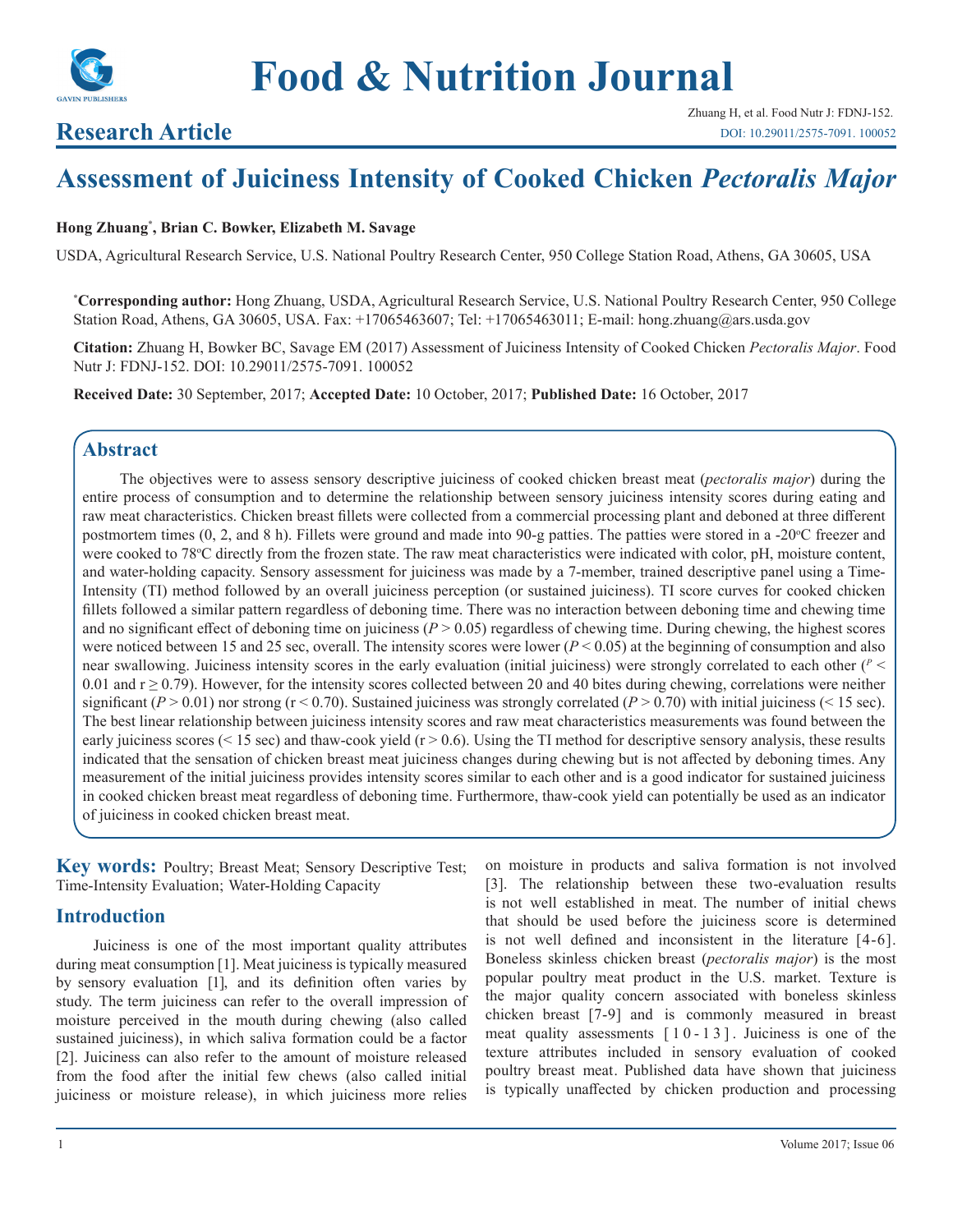# Food & Nutrition Journal

## Research Article

Zhuang H, et al. Food Nutr J: FDNJ-152.
DOI: 10.29011/2575-7091. 100052

# Assessment of Juiciness Intensity of Cooked Chicken *Pectoralis Major*

**Hong Zhuang*, Brian C. Bowker, Elizabeth M. Savage**

USDA, Agricultural Research Service, U.S. National Poultry Research Center, 950 College Station Road, Athens, GA 30605, USA

***Corresponding author:** Hong Zhuang, USDA, Agricultural Research Service, U.S. National Poultry Research Center, 950 College Station Road, Athens, GA 30605, USA. Fax: +17065463607; Tel: +17065463011; E-mail: hong.zhuang@ars.usda.gov

**Citation:** Zhuang H, Bowker BC, Savage EM (2017) Assessment of Juiciness Intensity of Cooked Chicken *Pectoralis Major*. Food Nutr J: FDNJ-152. DOI: 10.29011/2575-7091. 100052

**Received Date:** 30 September, 2017; **Accepted Date:** 10 October, 2017; **Published Date:** 16 October, 2017

## Abstract

The objectives were to assess sensory descriptive juiciness of cooked chicken breast meat (*pectoralis major*) during the entire process of consumption and to determine the relationship between sensory juiciness intensity scores during eating and raw meat characteristics. Chicken breast fillets were collected from a commercial processing plant and deboned at three different postmortem times (0, 2, and 8 h). Fillets were ground and made into 90-g patties. The patties were stored in a -20°C freezer and were cooked to 78°C directly from the frozen state. The raw meat characteristics were indicated with color, pH, moisture content, and water-holding capacity. Sensory assessment for juiciness was made by a 7-member, trained descriptive panel using a Time-Intensity (TI) method followed by an overall juiciness perception (or sustained juiciness). TI score curves for cooked chicken fillets followed a similar pattern regardless of deboning time. There was no interaction between deboning time and chewing time and no significant effect of deboning time on juiciness ($P > 0.05$) regardless of chewing time. During chewing, the highest scores were noticed between 15 and 25 sec, overall. The intensity scores were lower ($P < 0.05$) at the beginning of consumption and also near swallowing. Juiciness intensity scores in the early evaluation (initial juiciness) were strongly correlated to each other ($^{P} <$ 0.01 and $r \geq 0.79$). However, for the intensity scores collected between 20 and 40 bites during chewing, correlations were neither significant ($P > 0.01$) nor strong ($r < 0.70$). Sustained juiciness was strongly correlated ($P > 0.70$) with initial juiciness (< 15 sec). The best linear relationship between juiciness intensity scores and raw meat characteristics measurements was found between the early juiciness scores (< 15 sec) and thaw-cook yield ($r > 0.6$). Using the TI method for descriptive sensory analysis, these results indicated that the sensation of chicken breast meat juiciness changes during chewing but is not affected by deboning times. Any measurement of the initial juiciness provides intensity scores similar to each other and is a good indicator for sustained juiciness in cooked chicken breast meat regardless of deboning time. Furthermore, thaw-cook yield can potentially be used as an indicator of juiciness in cooked chicken breast meat.

**Key words:** Poultry; Breast Meat; Sensory Descriptive Test; Time-Intensity Evaluation; Water-Holding Capacity

## Introduction

Juiciness is one of the most important quality attributes during meat consumption [1]. Meat juiciness is typically measured by sensory evaluation [1], and its definition often varies by study. The term juiciness can refer to the overall impression of moisture perceived in the mouth during chewing (also called sustained juiciness), in which saliva formation could be a factor [2]. Juiciness can also refer to the amount of moisture released from the food after the initial few chews (also called initial juiciness or moisture release), in which juiciness more relies on moisture in products and saliva formation is not involved [3]. The relationship between these two-evaluation results is not well established in meat. The number of initial chews that should be used before the juiciness score is determined is not well defined and inconsistent in the literature [4-6]. Boneless skinless chicken breast (*pectoralis major*) is the most popular poultry meat product in the U.S. market. Texture is the major quality concern associated with boneless skinless chicken breast [7-9] and is commonly measured in breast meat quality assessments [10-13]. Juiciness is one of the texture attributes included in sensory evaluation of cooked poultry breast meat. Published data have shown that juiciness is typically unaffected by chicken production and processing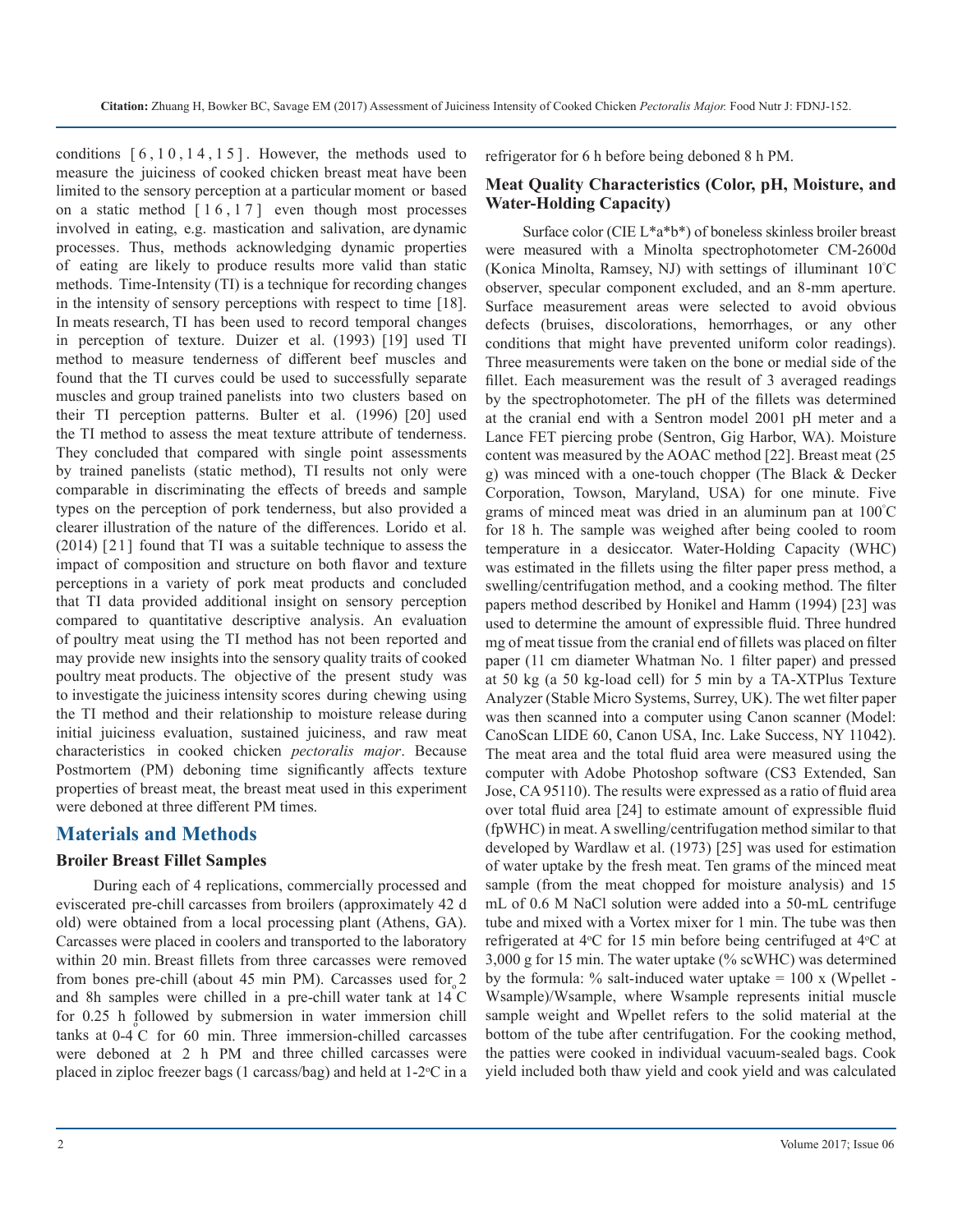conditions [6,10,14,15]. However, the methods used to measure the juiciness of cooked chicken breast meat have been limited to the sensory perception at a particular moment or based on a static method [16,17] even though most processes involved in eating, e.g. mastication and salivation, are dynamic processes. Thus, methods acknowledging dynamic properties of eating are likely to produce results more valid than static methods. Time-Intensity (TI) is a technique for recording changes in the intensity of sensory perceptions with respect to time [18]. In meats research, TI has been used to record temporal changes in perception of texture. Duizer et al. (1993) [19] used TI method to measure tenderness of different beef muscles and found that the TI curves could be used to successfully separate muscles and group trained panelists into two clusters based on their TI perception patterns. Bulter et al. (1996) [20] used the TI method to assess the meat texture attribute of tenderness. They concluded that compared with single point assessments by trained panelists (static method), TI results not only were comparable in discriminating the effects of breeds and sample types on the perception of pork tenderness, but also provided a clearer illustration of the nature of the differences. Lorido et al. (2014) [21] found that TI was a suitable technique to assess the impact of composition and structure on both flavor and texture perceptions in a variety of pork meat products and concluded that TI data provided additional insight on sensory perception compared to quantitative descriptive analysis. An evaluation of poultry meat using the TI method has not been reported and may provide new insights into the sensory quality traits of cooked poultry meat products. The objective of the present study was to investigate the juiciness intensity scores during chewing using the TI method and their relationship to moisture release during initial juiciness evaluation, sustained juiciness, and raw meat characteristics in cooked chicken *pectoralis major*. Because Postmortem (PM) deboning time significantly affects texture properties of breast meat, the breast meat used in this experiment were deboned at three different PM times.

## Materials and Methods

### Broiler Breast Fillet Samples

During each of 4 replications, commercially processed and eviscerated pre-chill carcasses from broilers (approximately 42 d old) were obtained from a local processing plant (Athens, GA). Carcasses were placed in coolers and transported to the laboratory within 20 min. Breast fillets from three carcasses were removed from bones pre-chill (about 45 min PM). Carcasses used for 2 and 8h samples were chilled in a pre-chill water tank at 14°C for 0.25 h followed by submersion in water immersion chill tanks at 0-4°C for 60 min. Three immersion-chilled carcasses were deboned at 2 h PM and three chilled carcasses were placed in ziploc freezer bags (1 carcass/bag) and held at 1-2°C in a refrigerator for 6 h before being deboned 8 h PM.

### Meat Quality Characteristics (Color, pH, Moisture, and Water-Holding Capacity)

Surface color (CIE L*a*b*) of boneless skinless broiler breast were measured with a Minolta spectrophotometer CM-2600d (Konica Minolta, Ramsey, NJ) with settings of illuminant 10°C observer, specular component excluded, and an 8-mm aperture. Surface measurement areas were selected to avoid obvious defects (bruises, discolorations, hemorrhages, or any other conditions that might have prevented uniform color readings). Three measurements were taken on the bone or medial side of the fillet. Each measurement was the result of 3 averaged readings by the spectrophotometer. The pH of the fillets was determined at the cranial end with a Sentron model 2001 pH meter and a Lance FET piercing probe (Sentron, Gig Harbor, WA). Moisture content was measured by the AOAC method [22]. Breast meat (25 g) was minced with a one-touch chopper (The Black & Decker Corporation, Towson, Maryland, USA) for one minute. Five grams of minced meat was dried in an aluminum pan at 100°C for 18 h. The sample was weighed after being cooled to room temperature in a desiccator. Water-Holding Capacity (WHC) was estimated in the fillets using the filter paper press method, a swelling/centrifugation method, and a cooking method. The filter papers method described by Honikel and Hamm (1994) [23] was used to determine the amount of expressible fluid. Three hundred mg of meat tissue from the cranial end of fillets was placed on filter paper (11 cm diameter Whatman No. 1 filter paper) and pressed at 50 kg (a 50 kg-load cell) for 5 min by a TA-XTPlus Texture Analyzer (Stable Micro Systems, Surrey, UK). The wet filter paper was then scanned into a computer using Canon scanner (Model: CanoScan LIDE 60, Canon USA, Inc. Lake Success, NY 11042). The meat area and the total fluid area were measured using the computer with Adobe Photoshop software (CS3 Extended, San Jose, CA 95110). The results were expressed as a ratio of fluid area over total fluid area [24] to estimate amount of expressible fluid (fpWHC) in meat. A swelling/centrifugation method similar to that developed by Wardlaw et al. (1973) [25] was used for estimation of water uptake by the fresh meat. Ten grams of the minced meat sample (from the meat chopped for moisture analysis) and 15 mL of 0.6 M NaCl solution were added into a 50-mL centrifuge tube and mixed with a Vortex mixer for 1 min. The tube was then refrigerated at 4°C for 15 min before being centrifuged at 4°C at 3,000 g for 15 min. The water uptake (% scWHC) was determined by the formula: % salt-induced water uptake = 100 x (Wpellet - Wsample)/Wsample, where Wsample represents initial muscle sample weight and Wpellet refers to the solid material at the bottom of the tube after centrifugation. For the cooking method, the patties were cooked in individual vacuum-sealed bags. Cook yield included both thaw yield and cook yield and was calculated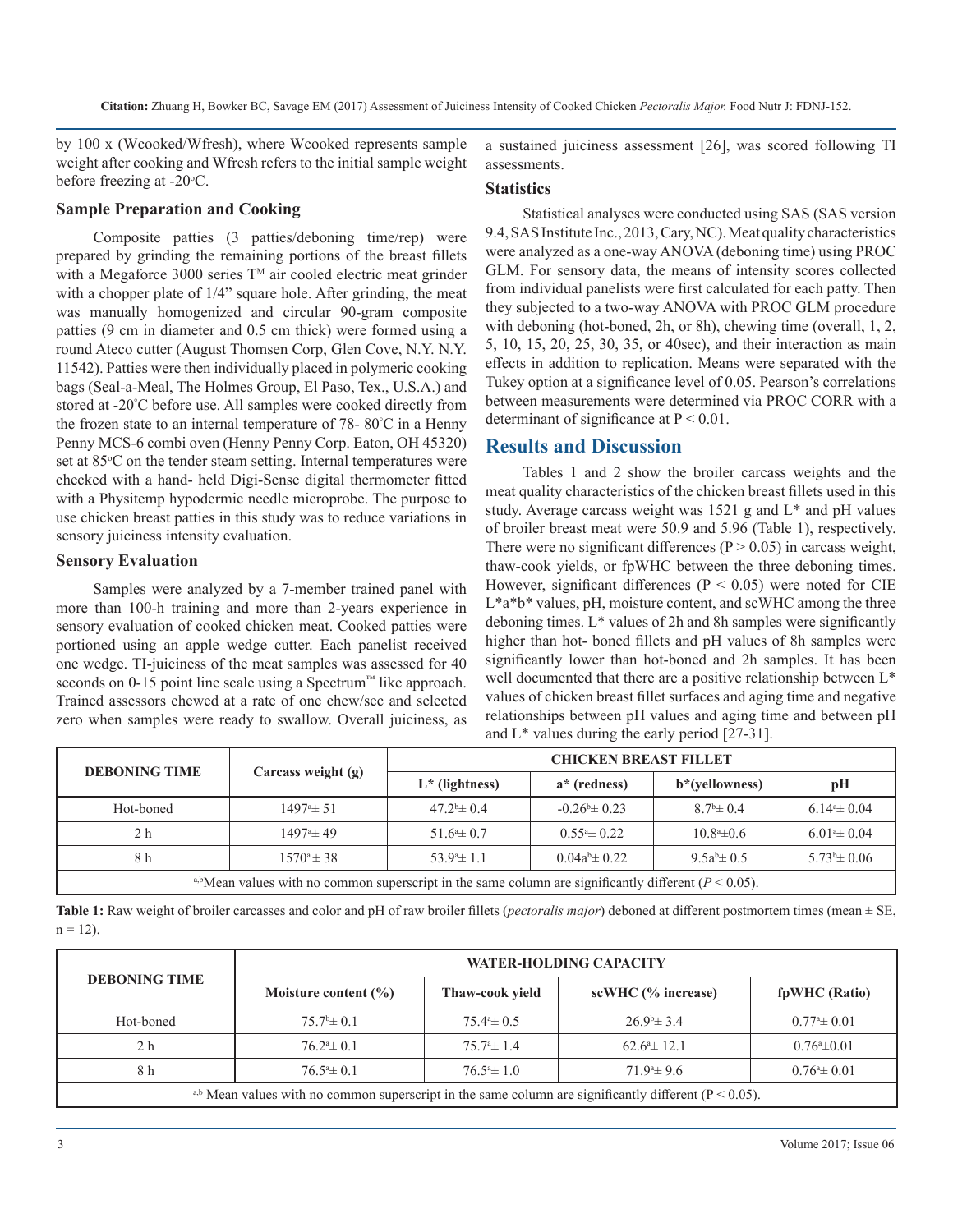by 100 x (Wcooked/Wfresh), where Wcooked represents sample weight after cooking and Wfresh refers to the initial sample weight before freezing at -20°C.

### Sample Preparation and Cooking

Composite patties (3 patties/deboning time/rep) were prepared by grinding the remaining portions of the breast fillets with a Megaforce 3000 series T<sup>M</sup> air cooled electric meat grinder with a chopper plate of 1/4" square hole. After grinding, the meat was manually homogenized and circular 90-gram composite patties (9 cm in diameter and 0.5 cm thick) were formed using a round Ateco cutter (August Thomsen Corp, Glen Cove, N.Y. N.Y. 11542). Patties were then individually placed in polymeric cooking bags (Seal-a-Meal, The Holmes Group, El Paso, Tex., U.S.A.) and stored at -20°C before use. All samples were cooked directly from the frozen state to an internal temperature of 78- 80°C in a Henny Penny MCS-6 combi oven (Henny Penny Corp. Eaton, OH 45320) set at 85°C on the tender steam setting. Internal temperatures were checked with a hand- held Digi-Sense digital thermometer fitted with a Physitemp hypodermic needle microprobe. The purpose to use chicken breast patties in this study was to reduce variations in sensory juiciness intensity evaluation.

### Sensory Evaluation

Samples were analyzed by a 7-member trained panel with more than 100-h training and more than 2-years experience in sensory evaluation of cooked chicken meat. Cooked patties were portioned using an apple wedge cutter. Each panelist received one wedge. TI-juiciness of the meat samples was assessed for 40 seconds on 0-15 point line scale using a Spectrum™ like approach. Trained assessors chewed at a rate of one chew/sec and selected zero when samples were ready to swallow. Overall juiciness, as a sustained juiciness assessment [26], was scored following TI assessments.

### Statistics

Statistical analyses were conducted using SAS (SAS version 9.4, SAS Institute Inc., 2013, Cary, NC). Meat quality characteristics were analyzed as a one-way ANOVA (deboning time) using PROC GLM. For sensory data, the means of intensity scores collected from individual panelists were first calculated for each patty. Then they subjected to a two-way ANOVA with PROC GLM procedure with deboning (hot-boned, 2h, or 8h), chewing time (overall, 1, 2, 5, 10, 15, 20, 25, 30, 35, or 40sec), and their interaction as main effects in addition to replication. Means were separated with the Tukey option at a significance level of 0.05. Pearson's correlations between measurements were determined via PROC CORR with a determinant of significance at $P < 0.01$.

## Results and Discussion

Tables 1 and 2 show the broiler carcass weights and the meat quality characteristics of the chicken breast fillets used in this study. Average carcass weight was 1521 g and L* and pH values of broiler breast meat were 50.9 and 5.96 (Table 1), respectively. There were no significant differences ($P > 0.05$) in carcass weight, thaw-cook yields, or fpWHC between the three deboning times. However, significant differences ($P < 0.05$) were noted for CIE L*a*b* values, pH, moisture content, and scWHC among the three deboning times. L* values of 2h and 8h samples were significantly higher than hot- boned fillets and pH values of 8h samples were significantly lower than hot-boned and 2h samples. It has been well documented that there are a positive relationship between L* values of chicken breast fillet surfaces and aging time and negative relationships between pH values and aging time and between pH and L* values during the early period [27-31].

| DEBONING TIME | Carcass weight (g) | CHICKEN BREAST FILLET | | | |
|---|---|---|---|---|---|
| | | L* (lightness) | a* (redness) | b*(yellowness) | pH |
| Hot-boned | $1497^a \pm 51$ | $47.2^b \pm 0.4$ | $-0.26^b \pm 0.23$ | $8.7^b \pm 0.4$ | $6.14^a \pm 0.04$ |
| 2 h | $1497^a \pm 49$ | $51.6^a \pm 0.7$ | $0.55^a \pm 0.22$ | $10.8^a \pm 0.6$ | $6.01^a \pm 0.04$ |
| 8 h | $1570^a \pm 38$ | $53.9^a \pm 1.1$ | $0.04a^b \pm 0.22$ | $9.5a^b \pm 0.5$ | $5.73^b \pm 0.06$ |
| a,bMean values with no common superscript in the same column are significantly different ($P < 0.05$). | | | | | |

**Table 1:** Raw weight of broiler carcasses and color and pH of raw broiler fillets (*pectoralis major*) deboned at different postmortem times (mean ± SE, n = 12).

| DEBONING TIME | WATER-HOLDING CAPACITY | | | |
|---|---|---|---|---|
| | Moisture content (%) | Thaw-cook yield | scWHC (% increase) | fpWHC (Ratio) |
| Hot-boned | $75.7^b \pm 0.1$ | $75.4^a \pm 0.5$ | $26.9^b \pm 3.4$ | $0.77^a \pm 0.01$ |
| 2 h | $76.2^a \pm 0.1$ | $75.7^a \pm 1.4$ | $62.6^a \pm 12.1$ | $0.76^a \pm 0.01$ |
| 8 h | $76.5^a \pm 0.1$ | $76.5^a \pm 1.0$ | $71.9^a \pm 9.6$ | $0.76^a \pm 0.01$ |
| a,b Mean values with no common superscript in the same column are significantly different ($P < 0.05$). | | | | |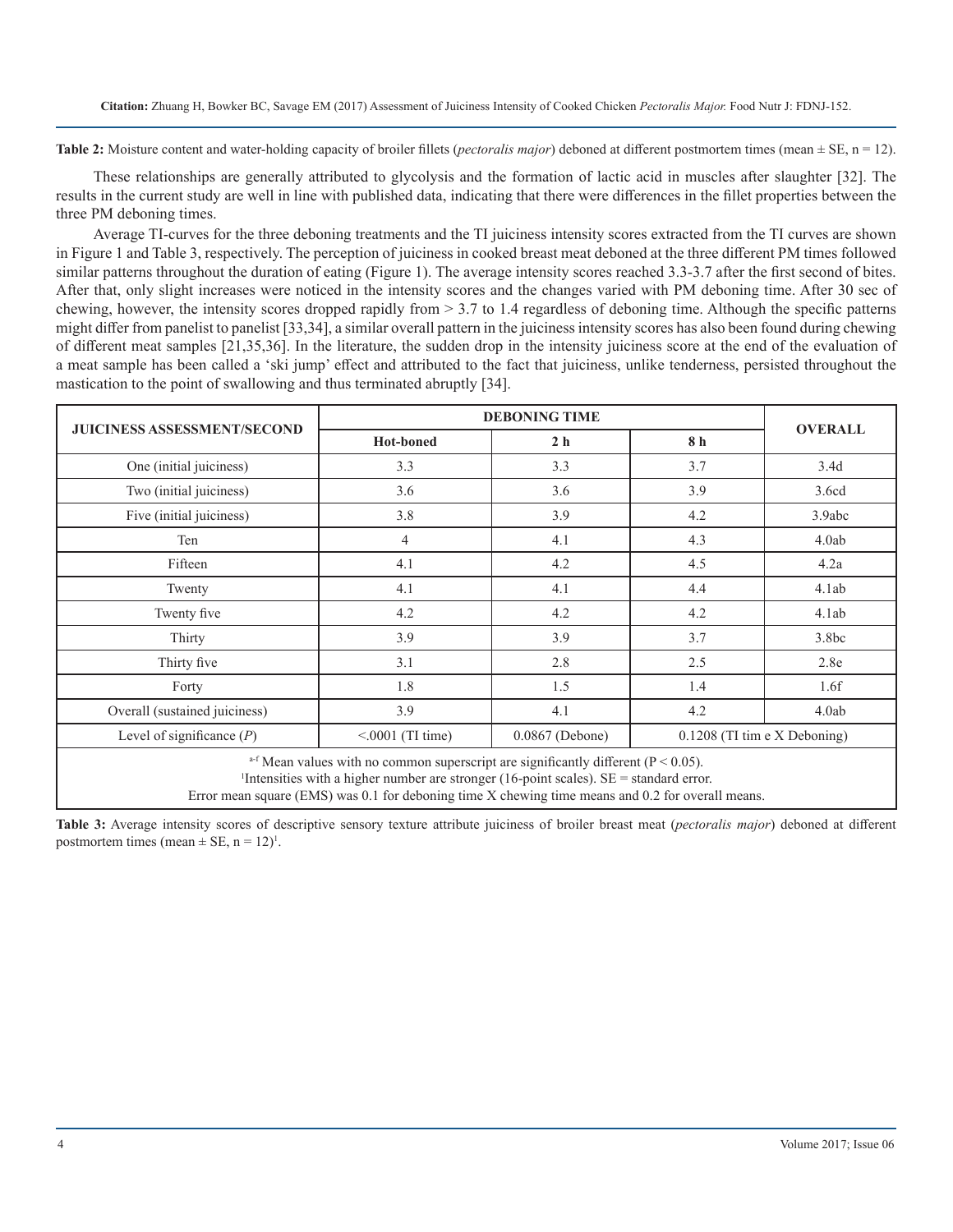**Table 2:** Moisture content and water-holding capacity of broiler fillets (*pectoralis major*) deboned at different postmortem times (mean ± SE, n = 12).

These relationships are generally attributed to glycolysis and the formation of lactic acid in muscles after slaughter [32]. The results in the current study are well in line with published data, indicating that there were differences in the fillet properties between the three PM deboning times.

Average TI-curves for the three deboning treatments and the TI juiciness intensity scores extracted from the TI curves are shown in Figure 1 and Table 3, respectively. The perception of juiciness in cooked breast meat deboned at the three different PM times followed similar patterns throughout the duration of eating (Figure 1). The average intensity scores reached 3.3-3.7 after the first second of bites. After that, only slight increases were noticed in the intensity scores and the changes varied with PM deboning time. After 30 sec of chewing, however, the intensity scores dropped rapidly from > 3.7 to 1.4 regardless of deboning time. Although the specific patterns might differ from panelist to panelist [33,34], a similar overall pattern in the juiciness intensity scores has also been found during chewing of different meat samples [21,35,36]. In the literature, the sudden drop in the intensity juiciness score at the end of the evaluation of a meat sample has been called a 'ski jump' effect and attributed to the fact that juiciness, unlike tenderness, persisted throughout the mastication to the point of swallowing and thus terminated abruptly [34].

| JUICINESS ASSESSMENT/SECOND | DEBONING TIME | | | OVERALL |
|---|---|---|---|---|
| | Hot-boned | 2 h | 8 h | |
| One (initial juiciness) | 3.3 | 3.3 | 3.7 | 3.4d |
| Two (initial juiciness) | 3.6 | 3.6 | 3.9 | 3.6cd |
| Five (initial juiciness) | 3.8 | 3.9 | 4.2 | 3.9abc |
| Ten | 4 | 4.1 | 4.3 | 4.0ab |
| Fifteen | 4.1 | 4.2 | 4.5 | 4.2a |
| Twenty | 4.1 | 4.1 | 4.4 | 4.1ab |
| Twenty five | 4.2 | 4.2 | 4.2 | 4.1ab |
| Thirty | 3.9 | 3.9 | 3.7 | 3.8bc |
| Thirty five | 3.1 | 2.8 | 2.5 | 2.8e |
| Forty | 1.8 | 1.5 | 1.4 | 1.6f |
| Overall (sustained juiciness) | 3.9 | 4.1 | 4.2 | 4.0ab |
| Level of significance (*P*) | <.0001 (TI time) | 0.0867 (Debone) | 0.1208 (TI tim e X Deboning) | |

[a-f] Mean values with no common superscript are significantly different ($P < 0.05$).
[1]Intensities with a higher number are stronger (16-point scales). SE = standard error.
Error mean square (EMS) was 0.1 for deboning time X chewing time means and 0.2 for overall means.

**Table 3:** Average intensity scores of descriptive sensory texture attribute juiciness of broiler breast meat (*pectoralis major*) deboned at different postmortem times (mean ± SE, n = 12)[1].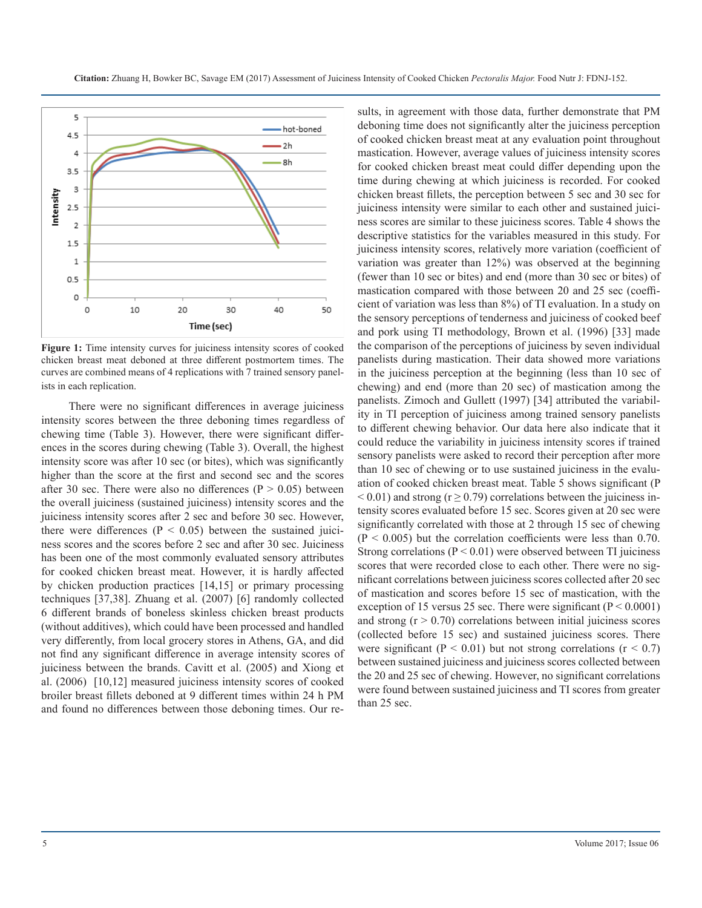Figure 1: Time intensity curves for juiciness intensity scores of cooked chicken breast meat deboned at three different postmortem times. The curves are combined means of 4 replications with 7 trained sensory panelists in each replication.

There were no significant differences in average juiciness intensity scores between the three deboning times regardless of chewing time (Table 3). However, there were significant differences in the scores during chewing (Table 3). Overall, the highest intensity score was after 10 sec (or bites), which was significantly higher than the score at the first and second sec and the scores after 30 sec. There were also no differences ($P > 0.05$) between the overall juiciness (sustained juiciness) intensity scores and the juiciness intensity scores after 2 sec and before 30 sec. However, there were differences ($P < 0.05$) between the sustained juiciness scores and the scores before 2 sec and after 30 sec. Juiciness has been one of the most commonly evaluated sensory attributes for cooked chicken breast meat. However, it is hardly affected by chicken production practices [14,15] or primary processing techniques [37,38]. Zhuang et al. (2007) [6] randomly collected 6 different brands of boneless skinless chicken breast products (without additives), which could have been processed and handled very differently, from local grocery stores in Athens, GA, and did not find any significant difference in average intensity scores of juiciness between the brands. Cavitt et al. (2005) and Xiong et al. (2006) [10,12] measured juiciness intensity scores of cooked broiler breast fillets deboned at 9 different times within 24 h PM and found no differences between those deboning times. Our results, in agreement with those data, further demonstrate that PM deboning time does not significantly alter the juiciness perception of cooked chicken breast meat at any evaluation point throughout mastication. However, average values of juiciness intensity scores for cooked chicken breast meat could differ depending upon the time during chewing at which juiciness is recorded. For cooked chicken breast fillets, the perception between 5 sec and 30 sec for juiciness intensity were similar to each other and sustained juiciness scores are similar to these juiciness scores. Table 4 shows the descriptive statistics for the variables measured in this study. For juiciness intensity scores, relatively more variation (coefficient of variation was greater than 12%) was observed at the beginning (fewer than 10 sec or bites) and end (more than 30 sec or bites) of mastication compared with those between 20 and 25 sec (coefficient of variation was less than 8%) of TI evaluation. In a study on the sensory perceptions of tenderness and juiciness of cooked beef and pork using TI methodology, Brown et al. (1996) [33] made the comparison of the perceptions of juiciness by seven individual panelists during mastication. Their data showed more variations in the juiciness perception at the beginning (less than 10 sec of chewing) and end (more than 20 sec) of mastication among the panelists. Zimoch and Gullett (1997) [34] attributed the variability in TI perception of juiciness among trained sensory panelists to different chewing behavior. Our data here also indicate that it could reduce the variability in juiciness intensity scores if trained sensory panelists were asked to record their perception after more than 10 sec of chewing or to use sustained juiciness in the evaluation of cooked chicken breast meat. Table 5 shows significant ($P < 0.01$) and strong ($r \geq 0.79$) correlations between the juiciness intensity scores evaluated before 15 sec. Scores given at 20 sec were significantly correlated with those at 2 through 15 sec of chewing ($P < 0.005$) but the correlation coefficients were less than 0.70. Strong correlations ($P < 0.01$) were observed between TI juiciness scores that were recorded close to each other. There were no significant correlations between juiciness scores collected after 20 sec of mastication and scores before 15 sec of mastication, with the exception of 15 versus 25 sec. There were significant ($P < 0.0001$) and strong ($r > 0.70$) correlations between initial juiciness scores (collected before 15 sec) and sustained juiciness scores. There were significant ($P < 0.01$) but not strong correlations ($r < 0.7$) between sustained juiciness and juiciness scores collected between the 20 and 25 sec of chewing. However, no significant correlations were found between sustained juiciness and TI scores from greater than 25 sec.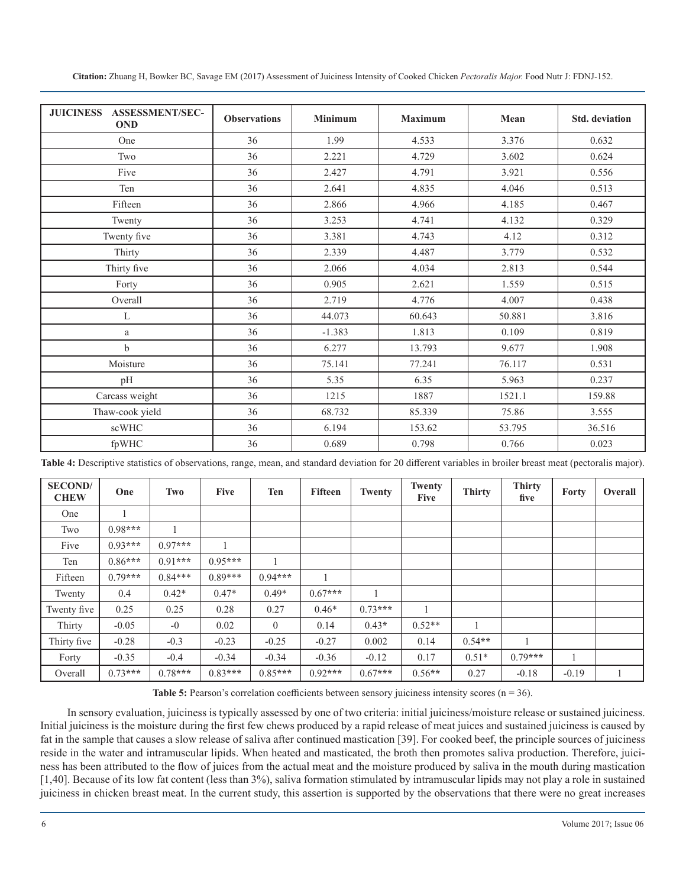| JUICINESS ASSESSMENT/SECOND | Observations | Minimum | Maximum | Mean | Std. deviation |
|---|---|---|---|---|---|
| One | 36 | 1.99 | 4.533 | 3.376 | 0.632 |
| Two | 36 | 2.221 | 4.729 | 3.602 | 0.624 |
| Five | 36 | 2.427 | 4.791 | 3.921 | 0.556 |
| Ten | 36 | 2.641 | 4.835 | 4.046 | 0.513 |
| Fifteen | 36 | 2.866 | 4.966 | 4.185 | 0.467 |
| Twenty | 36 | 3.253 | 4.741 | 4.132 | 0.329 |
| Twenty five | 36 | 3.381 | 4.743 | 4.12 | 0.312 |
| Thirty | 36 | 2.339 | 4.487 | 3.779 | 0.532 |
| Thirty five | 36 | 2.066 | 4.034 | 2.813 | 0.544 |
| Forty | 36 | 0.905 | 2.621 | 1.559 | 0.515 |
| Overall | 36 | 2.719 | 4.776 | 4.007 | 0.438 |
| L | 36 | 44.073 | 60.643 | 50.881 | 3.816 |
| a | 36 | -1.383 | 1.813 | 0.109 | 0.819 |
| b | 36 | 6.277 | 13.793 | 9.677 | 1.908 |
| Moisture | 36 | 75.141 | 77.241 | 76.117 | 0.531 |
| pH | 36 | 5.35 | 6.35 | 5.963 | 0.237 |
| Carcass weight | 36 | 1215 | 1887 | 1521.1 | 159.88 |
| Thaw-cook yield | 36 | 68.732 | 85.339 | 75.86 | 3.555 |
| scWHC | 36 | 6.194 | 153.62 | 53.795 | 36.516 |
| fpWHC | 36 | 0.689 | 0.798 | 0.766 | 0.023 |

**Table 4:** Descriptive statistics of observations, range, mean, and standard deviation for 20 different variables in broiler breast meat (pectoralis major).

| SECOND/ CHEW | One | Two | Five | Ten | Fifteen | Twenty | Twenty Five | Thirty | Thirty five | Forty | Overall |
|---|---|---|---|---|---|---|---|---|---|---|---|
| One | 1 | | | | | | | | | | |
| Two | 0.98*** | 1 | | | | | | | | | |
| Five | 0.93*** | 0.97*** | 1 | | | | | | | | |
| Ten | 0.86*** | 0.91*** | 0.95*** | 1 | | | | | | | |
| Fifteen | 0.79*** | 0.84*** | 0.89*** | 0.94*** | 1 | | | | | | |
| Twenty | 0.4 | 0.42* | 0.47* | 0.49* | 0.67*** | 1 | | | | | |
| Twenty five | 0.25 | 0.25 | 0.28 | 0.27 | 0.46* | 0.73*** | 1 | | | | |
| Thirty | -0.05 | -0 | 0.02 | 0 | 0.14 | 0.43* | 0.52** | 1 | | | |
| Thirty five | -0.28 | -0.3 | -0.23 | -0.25 | -0.27 | 0.002 | 0.14 | 0.54** | 1 | | |
| Forty | -0.35 | -0.4 | -0.34 | -0.34 | -0.36 | -0.12 | 0.17 | 0.51* | 0.79*** | 1 | |
| Overall | 0.73*** | 0.78*** | 0.83*** | 0.85*** | 0.92*** | 0.67*** | 0.56** | 0.27 | -0.18 | -0.19 | 1 |

**Table 5:** Pearson's correlation coefficients between sensory juiciness intensity scores (n = 36).

In sensory evaluation, juiciness is typically assessed by one of two criteria: initial juiciness/moisture release or sustained juiciness. Initial juiciness is the moisture during the first few chews produced by a rapid release of meat juices and sustained juiciness is caused by fat in the sample that causes a slow release of saliva after continued mastication [39]. For cooked beef, the principle sources of juiciness reside in the water and intramuscular lipids. When heated and masticated, the broth then promotes saliva production. Therefore, juiciness has been attributed to the flow of juices from the actual meat and the moisture produced by saliva in the mouth during mastication [1,40]. Because of its low fat content (less than 3%), saliva formation stimulated by intramuscular lipids may not play a role in sustained juiciness in chicken breast meat. In the current study, this assertion is supported by the observations that there were no great increases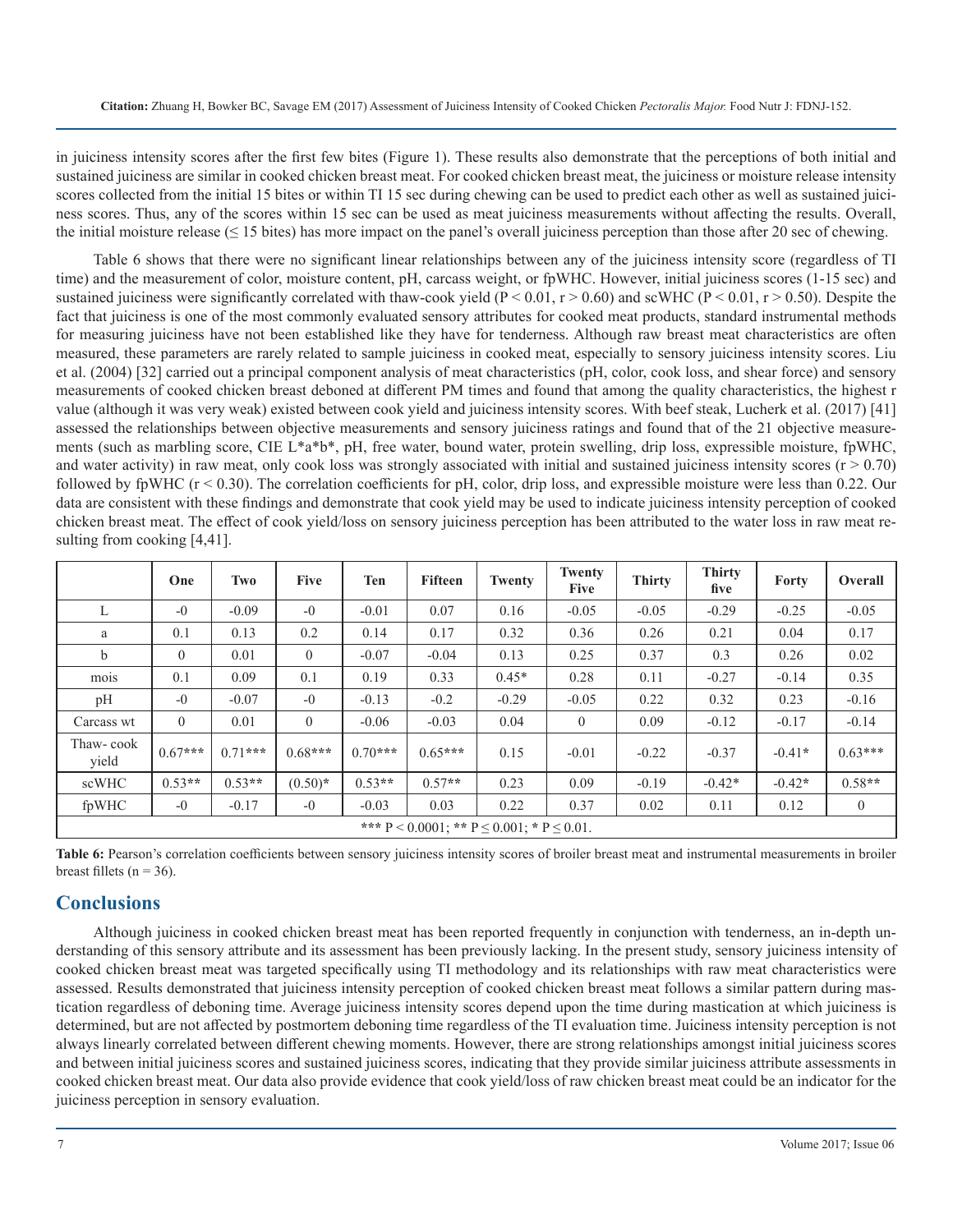in juiciness intensity scores after the first few bites (Figure 1). These results also demonstrate that the perceptions of both initial and sustained juiciness are similar in cooked chicken breast meat. For cooked chicken breast meat, the juiciness or moisture release intensity scores collected from the initial 15 bites or within TI 15 sec during chewing can be used to predict each other as well as sustained juiciness scores. Thus, any of the scores within 15 sec can be used as meat juiciness measurements without affecting the results. Overall, the initial moisture release (≤ 15 bites) has more impact on the panel's overall juiciness perception than those after 20 sec of chewing.

Table 6 shows that there were no significant linear relationships between any of the juiciness intensity score (regardless of TI time) and the measurement of color, moisture content, pH, carcass weight, or fpWHC. However, initial juiciness scores (1-15 sec) and sustained juiciness were significantly correlated with thaw-cook yield ($P < 0.01$, $r > 0.60$) and scWHC ($P < 0.01$, $r > 0.50$). Despite the fact that juiciness is one of the most commonly evaluated sensory attributes for cooked meat products, standard instrumental methods for measuring juiciness have not been established like they have for tenderness. Although raw breast meat characteristics are often measured, these parameters are rarely related to sample juiciness in cooked meat, especially to sensory juiciness intensity scores. Liu et al. (2004) [32] carried out a principal component analysis of meat characteristics (pH, color, cook loss, and shear force) and sensory measurements of cooked chicken breast deboned at different PM times and found that among the quality characteristics, the highest r value (although it was very weak) existed between cook yield and juiciness intensity scores. With beef steak, Lucherk et al. (2017) [41] assessed the relationships between objective measurements and sensory juiciness ratings and found that of the 21 objective measurements (such as marbling score, CIE L*a*b*, pH, free water, bound water, protein swelling, drip loss, expressible moisture, fpWHC, and water activity) in raw meat, only cook loss was strongly associated with initial and sustained juiciness intensity scores ($r > 0.70$) followed by fpWHC ($r < 0.30$). The correlation coefficients for pH, color, drip loss, and expressible moisture were less than 0.22. Our data are consistent with these findings and demonstrate that cook yield may be used to indicate juiciness intensity perception of cooked chicken breast meat. The effect of cook yield/loss on sensory juiciness perception has been attributed to the water loss in raw meat resulting from cooking [4,41].

| | One | Two | Five | Ten | Fifteen | Twenty | Twenty Five | Thirty | Thirty five | Forty | Overall |
|---|---|---|---|---|---|---|---|---|---|---|---|
| L | -0 | -0.09 | -0 | -0.01 | 0.07 | 0.16 | -0.05 | -0.05 | -0.29 | -0.25 | -0.05 |
| a | 0.1 | 0.13 | 0.2 | 0.14 | 0.17 | 0.32 | 0.36 | 0.26 | 0.21 | 0.04 | 0.17 |
| b | 0 | 0.01 | 0 | -0.07 | -0.04 | 0.13 | 0.25 | 0.37 | 0.3 | 0.26 | 0.02 |
| mois | 0.1 | 0.09 | 0.1 | 0.19 | 0.33 | 0.45* | 0.28 | 0.11 | -0.27 | -0.14 | 0.35 |
| pH | -0 | -0.07 | -0 | -0.13 | -0.2 | -0.29 | -0.05 | 0.22 | 0.32 | 0.23 | -0.16 |
| Carcass wt | 0 | 0.01 | 0 | -0.06 | -0.03 | 0.04 | 0 | 0.09 | -0.12 | -0.17 | -0.14 |
| Thaw- cook yield | 0.67*** | 0.71*** | 0.68*** | 0.70*** | 0.65*** | 0.15 | -0.01 | -0.22 | -0.37 | -0.41* | 0.63*** |
| scWHC | 0.53** | 0.53** | (0.50)* | 0.53** | 0.57** | 0.23 | 0.09 | -0.19 | -0.42* | -0.42* | 0.58** |
| fpWHC | -0 | -0.17 | -0 | -0.03 | 0.03 | 0.22 | 0.37 | 0.02 | 0.11 | 0.12 | 0 |
| *** $P < 0.0001$; ** $P \leq 0.001$; * $P \leq 0.01$. | | | | | | | | | | | |

**Table 6:** Pearson's correlation coefficients between sensory juiciness intensity scores of broiler breast meat and instrumental measurements in broiler breast fillets (n = 36).

## Conclusions

Although juiciness in cooked chicken breast meat has been reported frequently in conjunction with tenderness, an in-depth understanding of this sensory attribute and its assessment has been previously lacking. In the present study, sensory juiciness intensity of cooked chicken breast meat was targeted specifically using TI methodology and its relationships with raw meat characteristics were assessed. Results demonstrated that juiciness intensity perception of cooked chicken breast meat follows a similar pattern during mastication regardless of deboning time. Average juiciness intensity scores depend upon the time during mastication at which juiciness is determined, but are not affected by postmortem deboning time regardless of the TI evaluation time. Juiciness intensity perception is not always linearly correlated between different chewing moments. However, there are strong relationships amongst initial juiciness scores and between initial juiciness scores and sustained juiciness scores, indicating that they provide similar juiciness attribute assessments in cooked chicken breast meat. Our data also provide evidence that cook yield/loss of raw chicken breast meat could be an indicator for the juiciness perception in sensory evaluation.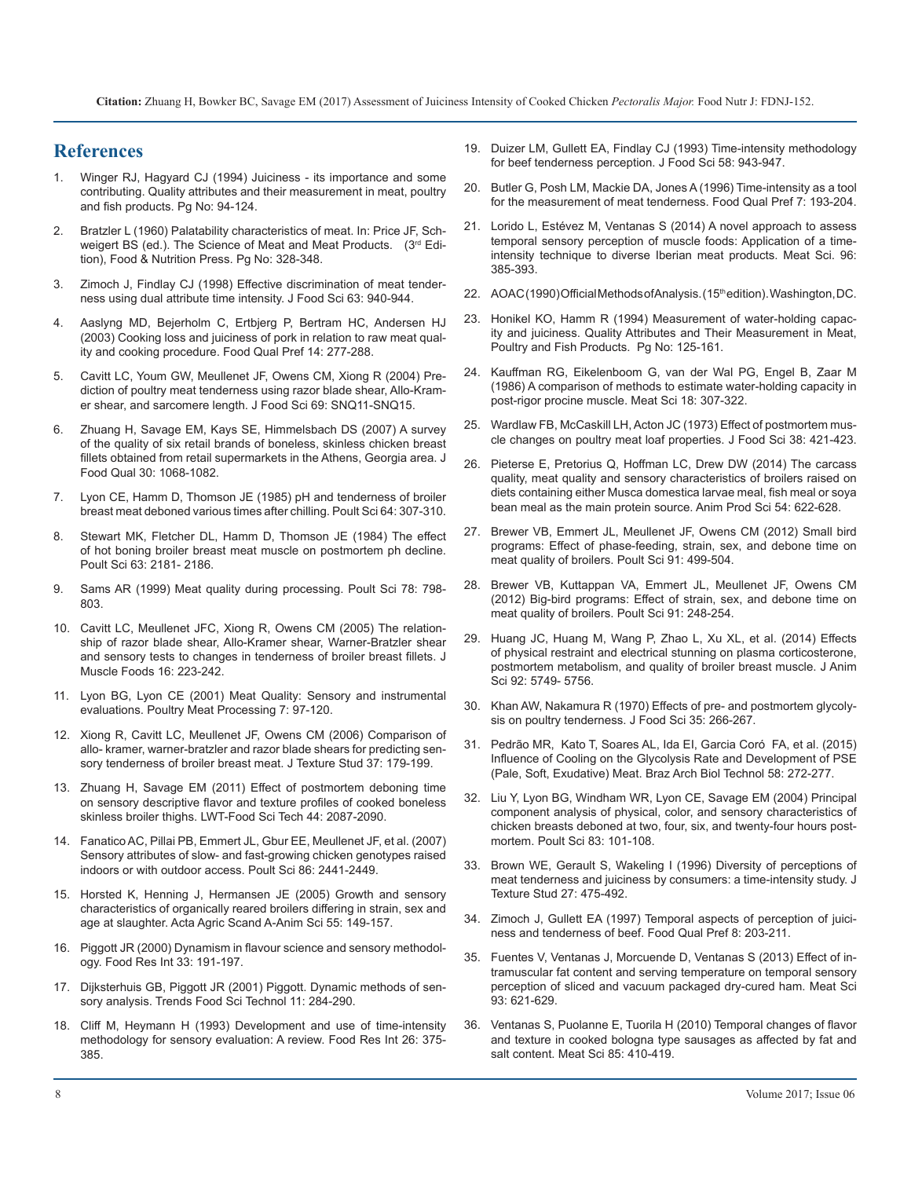## References

1. Winger RJ, Hagyard CJ (1994) Juiciness - its importance and some contributing. Quality attributes and their measurement in meat, poultry and fish products. Pg No: 94-124.

2. Bratzler L (1960) Palatability characteristics of meat. In: Price JF, Schweigert BS (ed.). The Science of Meat and Meat Products. (3rd Edition), Food & Nutrition Press. Pg No: 328-348.

3. Zimoch J, Findlay CJ (1998) Effective discrimination of meat tenderness using dual attribute time intensity. J Food Sci 63: 940-944.

4. Aaslyng MD, Bejerholm C, Ertbjerg P, Bertram HC, Andersen HJ (2003) Cooking loss and juiciness of pork in relation to raw meat quality and cooking procedure. Food Qual Pref 14: 277-288.

5. Cavitt LC, Youm GW, Meullenet JF, Owens CM, Xiong R (2004) Prediction of poultry meat tenderness using razor blade shear, Allo-Kramer shear, and sarcomere length. J Food Sci 69: SNQ11-SNQ15.

6. Zhuang H, Savage EM, Kays SE, Himmelsbach DS (2007) A survey of the quality of six retail brands of boneless, skinless chicken breast fillets obtained from retail supermarkets in the Athens, Georgia area. J Food Qual 30: 1068-1082.

7. Lyon CE, Hamm D, Thomson JE (1985) pH and tenderness of broiler breast meat deboned various times after chilling. Poult Sci 64: 307-310.

8. Stewart MK, Fletcher DL, Hamm D, Thomson JE (1984) The effect of hot boning broiler breast meat muscle on postmortem ph decline. Poult Sci 63: 2181- 2186.

9. Sams AR (1999) Meat quality during processing. Poult Sci 78: 798-803.

10. Cavitt LC, Meullenet JFC, Xiong R, Owens CM (2005) The relationship of razor blade shear, Allo-Kramer shear, Warner-Bratzler shear and sensory tests to changes in tenderness of broiler breast fillets. J Muscle Foods 16: 223-242.

11. Lyon BG, Lyon CE (2001) Meat Quality: Sensory and instrumental evaluations. Poultry Meat Processing 7: 97-120.

12. Xiong R, Cavitt LC, Meullenet JF, Owens CM (2006) Comparison of allo- kramer, warner-bratzler and razor blade shears for predicting sensory tenderness of broiler breast meat. J Texture Stud 37: 179-199.

13. Zhuang H, Savage EM (2011) Effect of postmortem deboning time on sensory descriptive flavor and texture profiles of cooked boneless skinless broiler thighs. LWT-Food Sci Tech 44: 2087-2090.

14. Fanatico AC, Pillai PB, Emmert JL, Gbur EE, Meullenet JF, et al. (2007) Sensory attributes of slow- and fast-growing chicken genotypes raised indoors or with outdoor access. Poult Sci 86: 2441-2449.

15. Horsted K, Henning J, Hermansen JE (2005) Growth and sensory characteristics of organically reared broilers differing in strain, sex and age at slaughter. Acta Agric Scand A-Anim Sci 55: 149-157.

16. Piggott JR (2000) Dynamism in flavour science and sensory methodology. Food Res Int 33: 191-197.

17. Dijksterhuis GB, Piggott JR (2001) Piggott. Dynamic methods of sensory analysis. Trends Food Sci Technol 11: 284-290.

18. Cliff M, Heymann H (1993) Development and use of time-intensity methodology for sensory evaluation: A review. Food Res Int 26: 375-385.

19. Duizer LM, Gullett EA, Findlay CJ (1993) Time-intensity methodology for beef tenderness perception. J Food Sci 58: 943-947.

20. Butler G, Posh LM, Mackie DA, Jones A (1996) Time-intensity as a tool for the measurement of meat tenderness. Food Qual Pref 7: 193-204.

21. Lorido L, Estévez M, Ventanas S (2014) A novel approach to assess temporal sensory perception of muscle foods: Application of a time-intensity technique to diverse Iberian meat products. Meat Sci. 96: 385-393.

22. AOAC (1990) Official Methods of Analysis. (15th edition). Washington, DC.

23. Honikel KO, Hamm R (1994) Measurement of water-holding capacity and juiciness. Quality Attributes and Their Measurement in Meat, Poultry and Fish Products. Pg No: 125-161.

24. Kauffman RG, Eikelenboom G, van der Wal PG, Engel B, Zaar M (1986) A comparison of methods to estimate water-holding capacity in post-rigor procine muscle. Meat Sci 18: 307-322.

25. Wardlaw FB, McCaskill LH, Acton JC (1973) Effect of postmortem muscle changes on poultry meat loaf properties. J Food Sci 38: 421-423.

26. Pieterse E, Pretorius Q, Hoffman LC, Drew DW (2014) The carcass quality, meat quality and sensory characteristics of broilers raised on diets containing either Musca domestica larvae meal, fish meal or soya bean meal as the main protein source. Anim Prod Sci 54: 622-628.

27. Brewer VB, Emmert JL, Meullenet JF, Owens CM (2012) Small bird programs: Effect of phase-feeding, strain, sex, and debone time on meat quality of broilers. Poult Sci 91: 499-504.

28. Brewer VB, Kuttappan VA, Emmert JL, Meullenet JF, Owens CM (2012) Big-bird programs: Effect of strain, sex, and debone time on meat quality of broilers. Poult Sci 91: 248-254.

29. Huang JC, Huang M, Wang P, Zhao L, Xu XL, et al. (2014) Effects of physical restraint and electrical stunning on plasma corticosterone, postmortem metabolism, and quality of broiler breast muscle. J Anim Sci 92: 5749- 5756.

30. Khan AW, Nakamura R (1970) Effects of pre- and postmortem glycolysis on poultry tenderness. J Food Sci 35: 266-267.

31. Pedrão MR, Kato T, Soares AL, Ida EI, Garcia Coró FA, et al. (2015) Influence of Cooling on the Glycolysis Rate and Development of PSE (Pale, Soft, Exudative) Meat. Braz Arch Biol Technol 58: 272-277.

32. Liu Y, Lyon BG, Windham WR, Lyon CE, Savage EM (2004) Principal component analysis of physical, color, and sensory characteristics of chicken breasts deboned at two, four, six, and twenty-four hours postmortem. Poult Sci 83: 101-108.

33. Brown WE, Gerault S, Wakeling I (1996) Diversity of perceptions of meat tenderness and juiciness by consumers: a time-intensity study. J Texture Stud 27: 475-492.

34. Zimoch J, Gullett EA (1997) Temporal aspects of perception of juiciness and tenderness of beef. Food Qual Pref 8: 203-211.

35. Fuentes V, Ventanas J, Morcuende D, Ventanas S (2013) Effect of intramuscular fat content and serving temperature on temporal sensory perception of sliced and vacuum packaged dry-cured ham. Meat Sci 93: 621-629.

36. Ventanas S, Puolanne E, Tuorila H (2010) Temporal changes of flavor and texture in cooked bologna type sausages as affected by fat and salt content. Meat Sci 85: 410-419.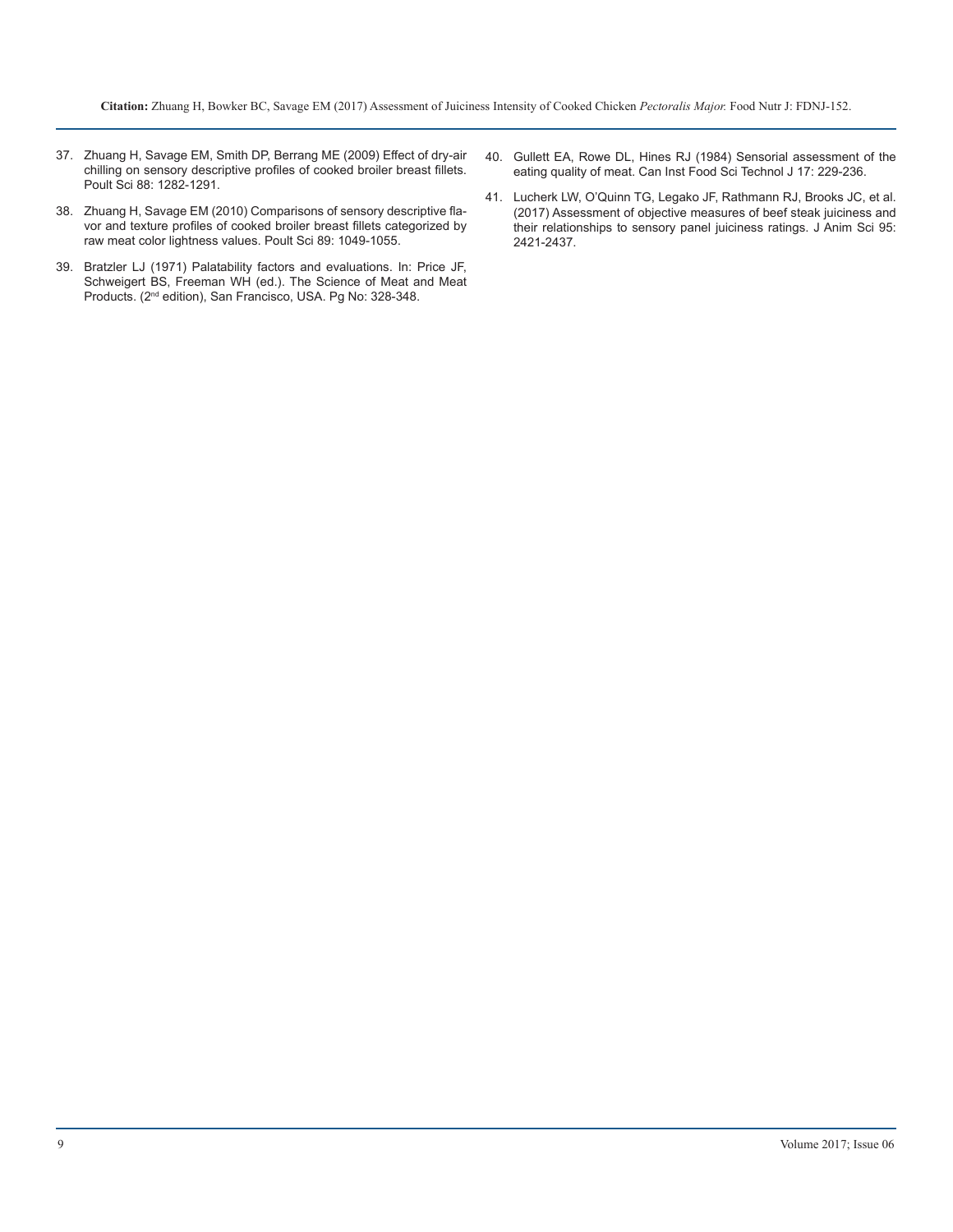37. Zhuang H, Savage EM, Smith DP, Berrang ME (2009) Effect of dry-air chilling on sensory descriptive profiles of cooked broiler breast fillets. Poult Sci 88: 1282-1291.

38. Zhuang H, Savage EM (2010) Comparisons of sensory descriptive flavor and texture profiles of cooked broiler breast fillets categorized by raw meat color lightness values. Poult Sci 89: 1049-1055.

39. Bratzler LJ (1971) Palatability factors and evaluations. In: Price JF, Schweigert BS, Freeman WH (ed.). The Science of Meat and Meat Products. (2nd edition), San Francisco, USA. Pg No: 328-348.

40. Gullett EA, Rowe DL, Hines RJ (1984) Sensorial assessment of the eating quality of meat. Can Inst Food Sci Technol J 17: 229-236.

41. Lucherk LW, O'Quinn TG, Legako JF, Rathmann RJ, Brooks JC, et al. (2017) Assessment of objective measures of beef steak juiciness and their relationships to sensory panel juiciness ratings. J Anim Sci 95: 2421-2437.